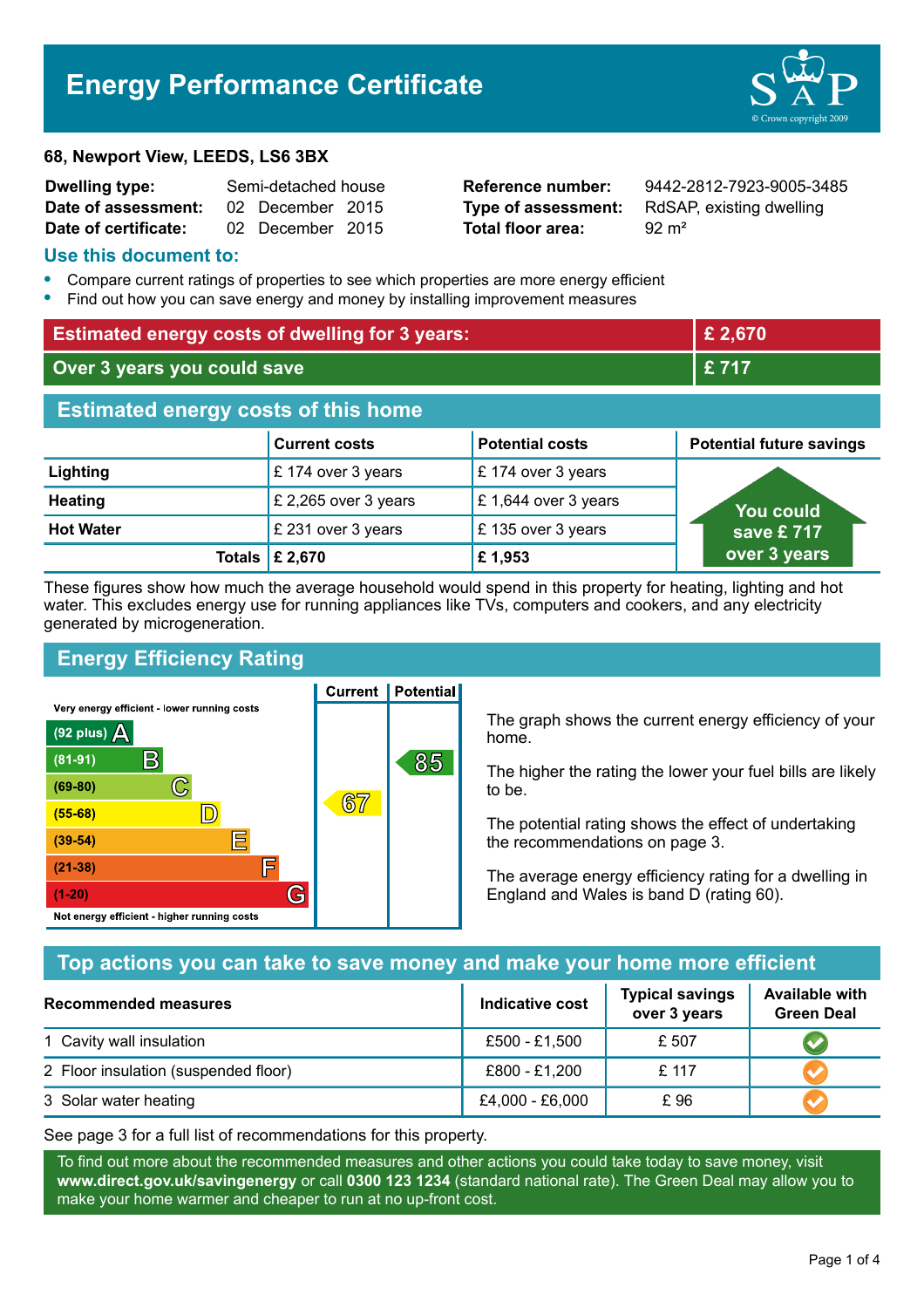# Energy Performance Certificate

**68, Newport View, LEEDS, LS6 3BX**

| | | | |
|---|---|---|---|
| **Dwelling type:** | Semi-detached house | **Reference number:** | 9442-2812-7923-9005-3485 |
| **Date of assessment:** | 02 December 2015 | **Type of assessment:** | RdSAP, existing dwelling |
| **Date of certificate:** | 02 December 2015 | **Total floor area:** | 92 m² |

## Use this document to:

- Compare current ratings of properties to see which properties are more energy efficient
- Find out how you can save energy and money by installing improvement measures

| | |
|---|---|
| **Estimated energy costs of dwelling for 3 years:** | **£ 2,670** |
| **Over 3 years you could save** | **£ 717** |

## Estimated energy costs of this home

| | Current costs | Potential costs | Potential future savings |
|---|---|---|---|
| **Lighting** | £ 174 over 3 years | £ 174 over 3 years | You could save £ 717 over 3 years |
| **Heating** | £ 2,265 over 3 years | £ 1,644 over 3 years | |
| **Hot Water** | £ 231 over 3 years | £ 135 over 3 years | |
| **Totals** | **£ 2,670** | **£ 1,953** | |

These figures show how much the average household would spend in this property for heating, lighting and hot water. This excludes energy use for running appliances like TVs, computers and cookers, and any electricity generated by microgeneration.

## Energy Efficiency Rating

| Rating band | Current | Potential |
|---|---|---|
| Very energy efficient - lower running costs | | |
| (92 plus) A | | |
| (81-91) B | | 85 |
| (69-80) C | | |
| (55-68) D | 67 | |
| (39-54) E | | |
| (21-38) F | | |
| (1-20) G | | |
| Not energy efficient - higher running costs | | |

The graph shows the current energy efficiency of your home.

The higher the rating the lower your fuel bills are likely to be.

The potential rating shows the effect of undertaking the recommendations on page 3.

The average energy efficiency rating for a dwelling in England and Wales is band D (rating 60).

## Top actions you can take to save money and make your home more efficient

| Recommended measures | Indicative cost | Typical savings over 3 years | Available with Green Deal |
|---|---|---|---|
| 1 Cavity wall insulation | £500 - £1,500 | £ 507 | ✔ |
| 2 Floor insulation (suspended floor) | £800 - £1,200 | £ 117 | ✔ |
| 3 Solar water heating | £4,000 - £6,000 | £ 96 | ✔ |

See page 3 for a full list of recommendations for this property.

To find out more about the recommended measures and other actions you could take today to save money, visit **www.direct.gov.uk/savingenergy** or call **0300 123 1234** (standard national rate). The Green Deal may allow you to make your home warmer and cheaper to run at no up-front cost.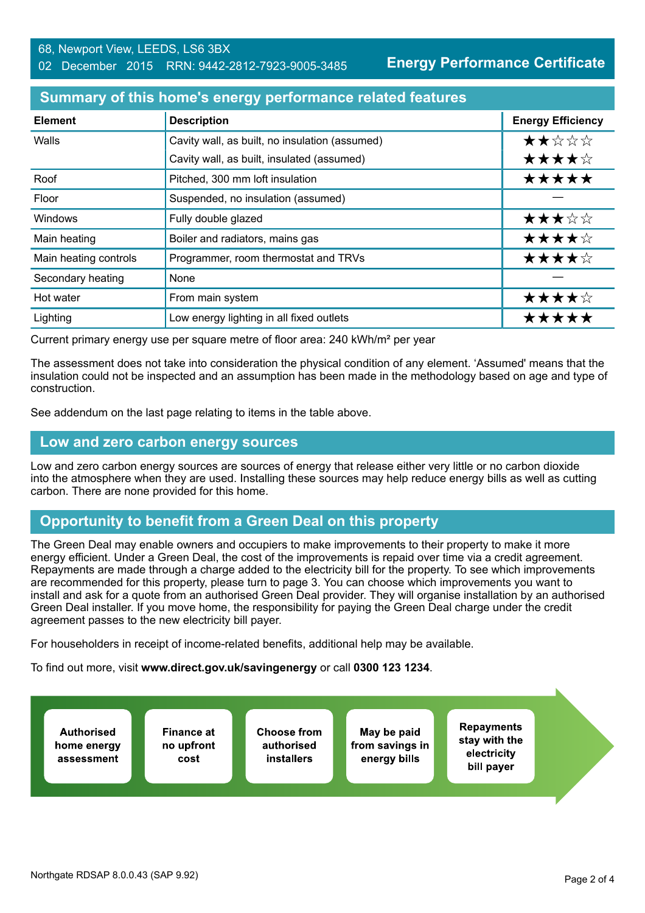68, Newport View, LEEDS, LS6 3BX
02 December 2015 RRN: 9442-2812-7923-9005-3485

**Energy Performance Certificate**

## Summary of this home's energy performance related features

| Element | Description | Energy Efficiency |
|---|---|---|
| Walls | Cavity wall, as built, no insulation (assumed) | ★★☆☆☆ |
| | Cavity wall, as built, insulated (assumed) | ★★★★☆ |
| Roof | Pitched, 300 mm loft insulation | ★★★★★ |
| Floor | Suspended, no insulation (assumed) | — |
| Windows | Fully double glazed | ★★★☆☆ |
| Main heating | Boiler and radiators, mains gas | ★★★★☆ |
| Main heating controls | Programmer, room thermostat and TRVs | ★★★★☆ |
| Secondary heating | None | — |
| Hot water | From main system | ★★★★☆ |
| Lighting | Low energy lighting in all fixed outlets | ★★★★★ |

Current primary energy use per square metre of floor area: 240 kWh/m² per year

The assessment does not take into consideration the physical condition of any element. 'Assumed' means that the insulation could not be inspected and an assumption has been made in the methodology based on age and type of construction.

See addendum on the last page relating to items in the table above.

## Low and zero carbon energy sources

Low and zero carbon energy sources are sources of energy that release either very little or no carbon dioxide into the atmosphere when they are used. Installing these sources may help reduce energy bills as well as cutting carbon. There are none provided for this home.

## Opportunity to benefit from a Green Deal on this property

The Green Deal may enable owners and occupiers to make improvements to their property to make it more energy efficient. Under a Green Deal, the cost of the improvements is repaid over time via a credit agreement. Repayments are made through a charge added to the electricity bill for the property. To see which improvements are recommended for this property, please turn to page 3. You can choose which improvements you want to install and ask for a quote from an authorised Green Deal provider. They will organise installation by an authorised Green Deal installer. If you move home, the responsibility for paying the Green Deal charge under the credit agreement passes to the new electricity bill payer.

For householders in receipt of income-related benefits, additional help may be available.

To find out more, visit **www.direct.gov.uk/savingenergy** or call **0300 123 1234**.

- **Authorised home energy assessment**
- **Finance at no upfront cost**
- **Choose from authorised installers**
- **May be paid from savings in energy bills**
- **Repayments stay with the electricity bill payer**

Northgate RDSAP 8.0.0.43 (SAP 9.92)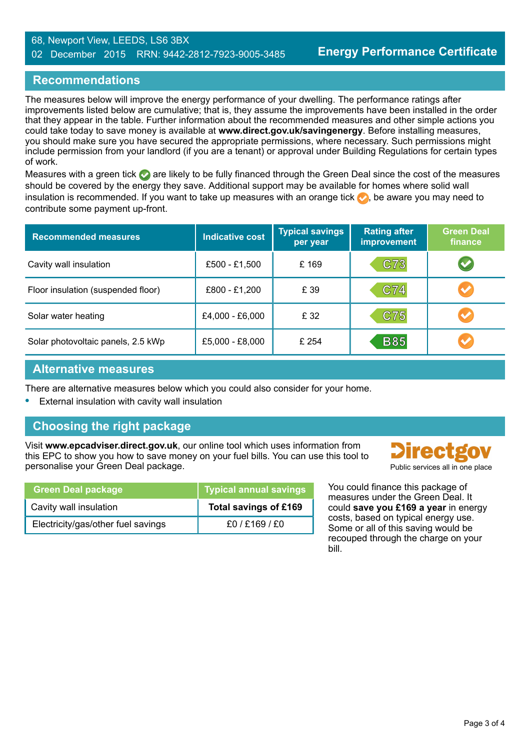68, Newport View, LEEDS, LS6 3BX
02 December 2015 RRN: 9442-2812-7923-9005-3485

# Energy Performance Certificate

## Recommendations

The measures below will improve the energy performance of your dwelling. The performance ratings after improvements listed below are cumulative; that is, they assume the improvements have been installed in the order that they appear in the table. Further information about the recommended measures and other simple actions you could take today to save money is available at **www.direct.gov.uk/savingenergy**. Before installing measures, you should make sure you have secured the appropriate permissions, where necessary. Such permissions might include permission from your landlord (if you are a tenant) or approval under Building Regulations for certain types of work.

Measures with a green tick ✔ are likely to be fully financed through the Green Deal since the cost of the measures should be covered by the energy they save. Additional support may be available for homes where solid wall insulation is recommended. If you want to take up measures with an orange tick ✔, be aware you may need to contribute some payment up-front.

| Recommended measures | Indicative cost | Typical savings per year | Rating after improvement | Green Deal finance |
|---|---|---|---|---|
| Cavity wall insulation | £500 - £1,500 | £ 169 | C73 | ✔ (green) |
| Floor insulation (suspended floor) | £800 - £1,200 | £ 39 | C74 | ✔ (orange) |
| Solar water heating | £4,000 - £6,000 | £ 32 | C75 | ✔ (orange) |
| Solar photovoltaic panels, 2.5 kWp | £5,000 - £8,000 | £ 254 | B85 | ✔ (orange) |

## Alternative measures

There are alternative measures below which you could also consider for your home.

- External insulation with cavity wall insulation

## Choosing the right package

Visit **www.epcadviser.direct.gov.uk**, our online tool which uses information from this EPC to show you how to save money on your fuel bills. You can use this tool to personalise your Green Deal package.

Directgov — Public services all in one place

| Green Deal package | Typical annual savings |
|---|---|
| Cavity wall insulation | **Total savings of £169** |
| Electricity/gas/other fuel savings | £0 / £169 / £0 |

You could finance this package of measures under the Green Deal. It could **save you £169 a year** in energy costs, based on typical energy use. Some or all of this saving would be recouped through the charge on your bill.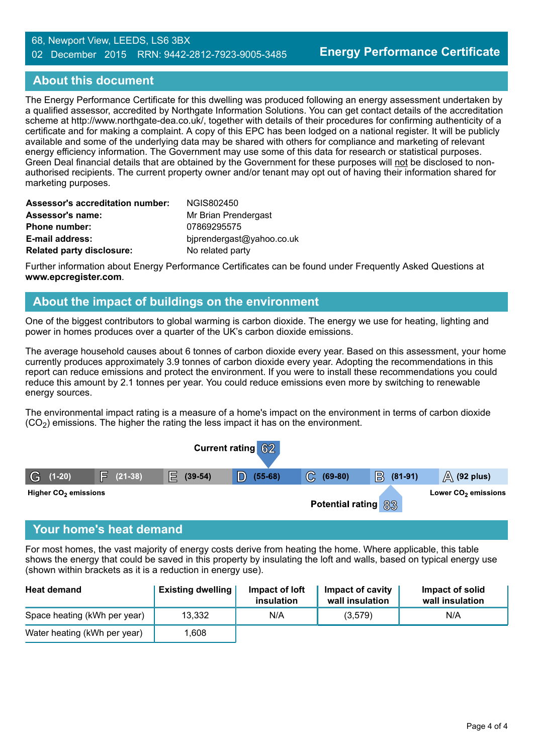68, Newport View, LEEDS, LS6 3BX
02 December 2015 RRN: 9442-2812-7923-9005-3485

**Energy Performance Certificate**

## About this document

The Energy Performance Certificate for this dwelling was produced following an energy assessment undertaken by a qualified assessor, accredited by Northgate Information Solutions. You can get contact details of the accreditation scheme at http://www.northgate-dea.co.uk/, together with details of their procedures for confirming authenticity of a certificate and for making a complaint. A copy of this EPC has been lodged on a national register. It will be publicly available and some of the underlying data may be shared with others for compliance and marketing of relevant energy efficiency information. The Government may use some of this data for research or statistical purposes. Green Deal financial details that are obtained by the Government for these purposes will not be disclosed to non-authorised recipients. The current property owner and/or tenant may opt out of having their information shared for marketing purposes.

| | |
|---|---|
| **Assessor's accreditation number:** | NGIS802450 |
| **Assessor's name:** | Mr Brian Prendergast |
| **Phone number:** | 07869295575 |
| **E-mail address:** | bjprendergast@yahoo.co.uk |
| **Related party disclosure:** | No related party |

Further information about Energy Performance Certificates can be found under Frequently Asked Questions at **www.epcregister.com**.

## About the impact of buildings on the environment

One of the biggest contributors to global warming is carbon dioxide. The energy we use for heating, lighting and power in homes produces over a quarter of the UK's carbon dioxide emissions.

The average household causes about 6 tonnes of carbon dioxide every year. Based on this assessment, your home currently produces approximately 3.9 tonnes of carbon dioxide every year. Adopting the recommendations in this report can reduce emissions and protect the environment. If you were to install these recommendations you could reduce this amount by 2.1 tonnes per year. You could reduce emissions even more by switching to renewable energy sources.

The environmental impact rating is a measure of a home's impact on the environment in terms of carbon dioxide ($CO_2$) emissions. The higher the rating the less impact it has on the environment.

Current rating 62

G (1-20) F (21-38) E (39-54) D (55-68) C (69-80) B (81-91) A (92 plus)

Higher $CO_2$ emissions

Lower $CO_2$ emissions

Potential rating 83

## Your home's heat demand

For most homes, the vast majority of energy costs derive from heating the home. Where applicable, this table shows the energy that could be saved in this property by insulating the loft and walls, based on typical energy use (shown within brackets as it is a reduction in energy use).

| Heat demand | Existing dwelling | Impact of loft insulation | Impact of cavity wall insulation | Impact of solid wall insulation |
|---|---|---|---|---|
| Space heating (kWh per year) | 13,332 | N/A | (3,579) | N/A |
| Water heating (kWh per year) | 1,608 | | | |